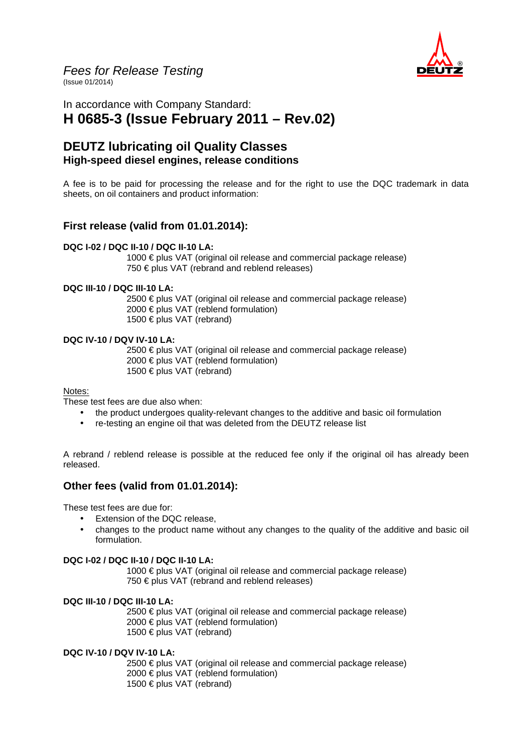*Fees for Release Testing*
(Issue 01/2014)

In accordance with Company Standard:

# H 0685-3 (Issue February 2011 – Rev.02)

## DEUTZ lubricating oil Quality Classes

### High-speed diesel engines, release conditions

A fee is to be paid for processing the release and for the right to use the DQC trademark in data sheets, on oil containers and product information:

## First release (valid from 01.01.2014):

**DQC I-02 / DQC II-10 / DQC II-10 LA:**

1000 € plus VAT (original oil release and commercial package release)
750 € plus VAT (rebrand and reblend releases)

**DQC III-10 / DQC III-10 LA:**

2500 € plus VAT (original oil release and commercial package release)
2000 € plus VAT (reblend formulation)
1500 € plus VAT (rebrand)

**DQC IV-10 / DQV IV-10 LA:**

2500 € plus VAT (original oil release and commercial package release)
2000 € plus VAT (reblend formulation)
1500 € plus VAT (rebrand)

Notes:

These test fees are due also when:

- the product undergoes quality-relevant changes to the additive and basic oil formulation
- re-testing an engine oil that was deleted from the DEUTZ release list

A rebrand / reblend release is possible at the reduced fee only if the original oil has already been released.

## Other fees (valid from 01.01.2014):

These test fees are due for:

- Extension of the DQC release,
- changes to the product name without any changes to the quality of the additive and basic oil formulation.

**DQC I-02 / DQC II-10 / DQC II-10 LA:**

1000 € plus VAT (original oil release and commercial package release)
750 € plus VAT (rebrand and reblend releases)

**DQC III-10 / DQC III-10 LA:**

2500 € plus VAT (original oil release and commercial package release)
2000 € plus VAT (reblend formulation)
1500 € plus VAT (rebrand)

**DQC IV-10 / DQV IV-10 LA:**

2500 € plus VAT (original oil release and commercial package release)
2000 € plus VAT (reblend formulation)
1500 € plus VAT (rebrand)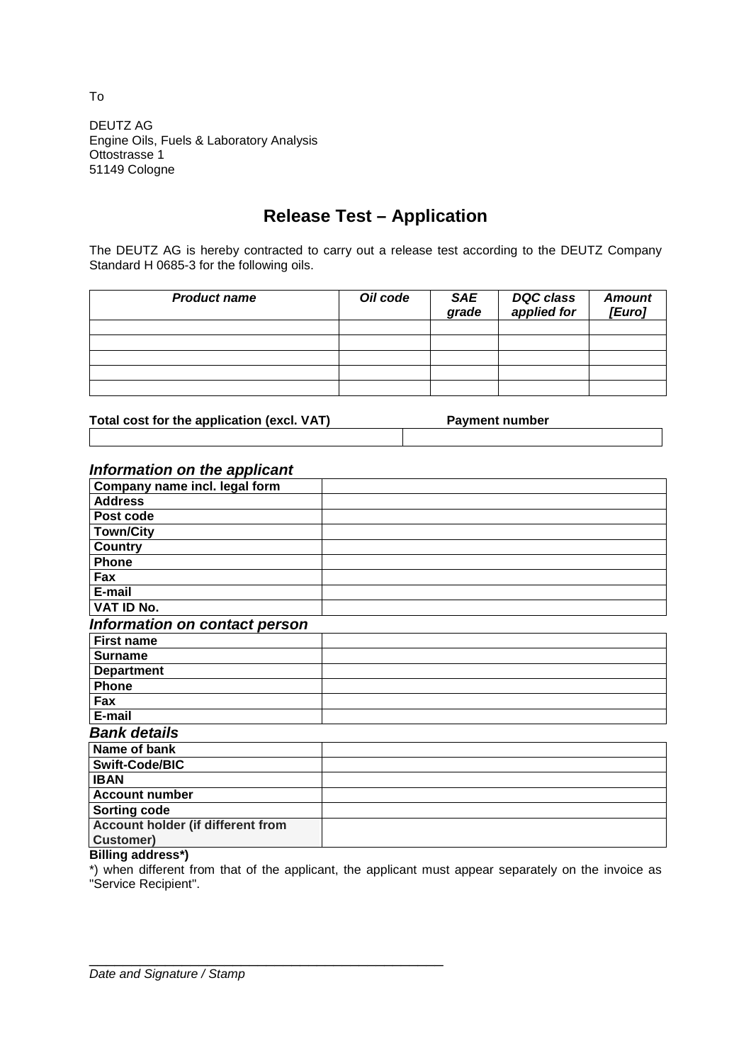To

DEUTZ AG
Engine Oils, Fuels & Laboratory Analysis
Ottostrasse 1
51149 Cologne

# Release Test – Application

The DEUTZ AG is hereby contracted to carry out a release test according to the DEUTZ Company Standard H 0685-3 for the following oils.

| ***Product name*** | ***Oil code*** | ***SAE grade*** | ***DQC class applied for*** | ***Amount [Euro]*** |
|---|---|---|---|---|
| | | | | |
| | | | | |
| | | | | |
| | | | | |
| | | | | |

| **Total cost for the application (excl. VAT)** | **Payment number** |
|---|---|
| | |

### *Information on the applicant*

| | |
|---|---|
| **Company name incl. legal form** | |
| **Address** | |
| **Post code** | |
| **Town/City** | |
| **Country** | |
| **Phone** | |
| **Fax** | |
| **E-mail** | |
| **VAT ID No.** | |

### *Information on contact person*

| | |
|---|---|
| **First name** | |
| **Surname** | |
| **Department** | |
| **Phone** | |
| **Fax** | |
| **E-mail** | |

### *Bank details*

| | |
|---|---|
| **Name of bank** | |
| **Swift-Code/BIC** | |
| **IBAN** | |
| **Account number** | |
| **Sorting code** | |
| **Account holder (if different from Customer)** | |

**Billing address*)**

*) when different from that of the applicant, the applicant must appear separately on the invoice as "Service Recipient".

\_\_\_\_\_\_\_\_\_\_\_\_\_\_\_\_\_\_\_\_\_\_\_\_\_\_\_\_\_\_\_\_\_\_\_\_\_\_\_\_\_\_\_\_\_\_

*Date and Signature / Stamp*